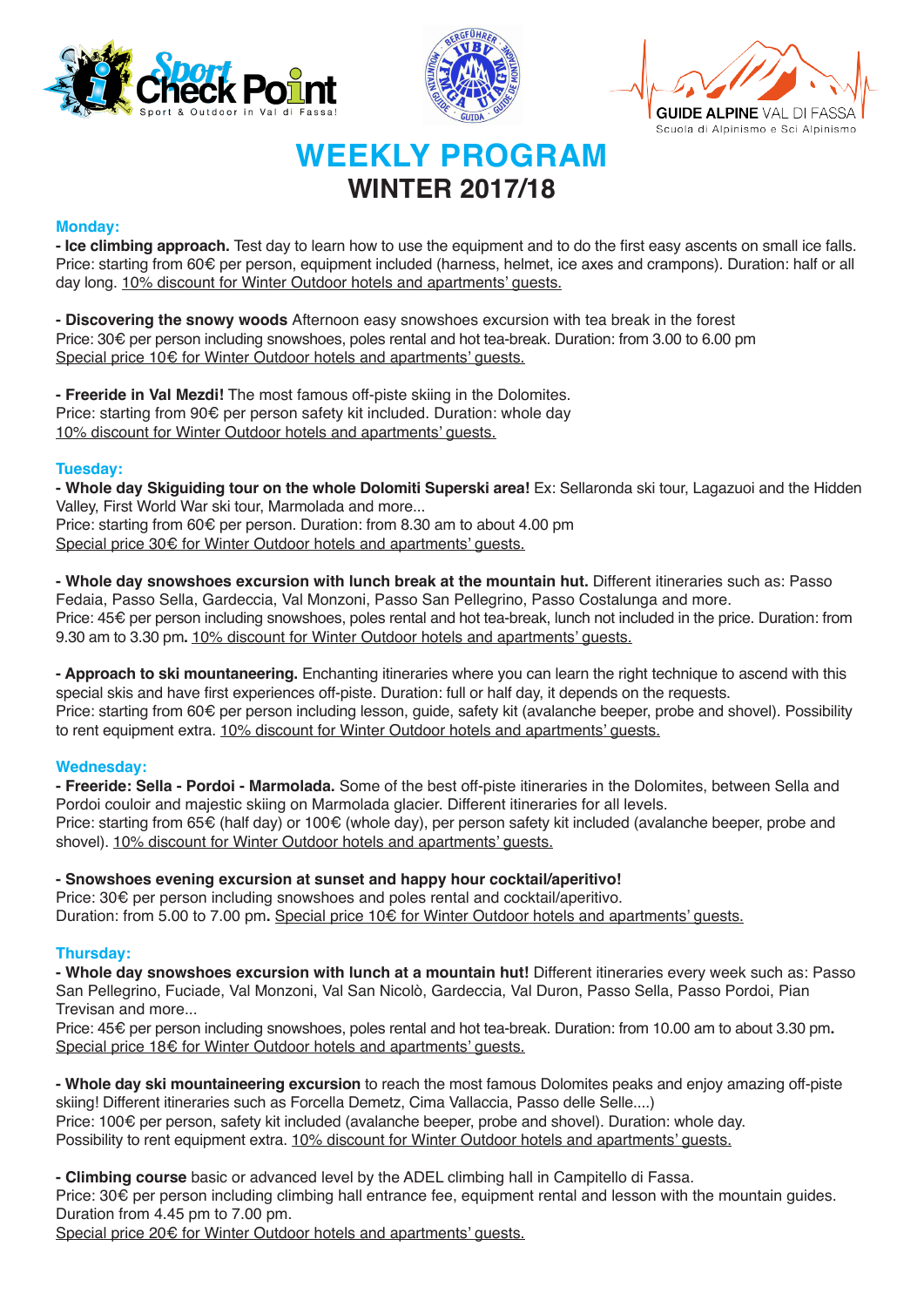Sport Check Point — Sport & Outdoor in Val di Fassa!

GUIDE ALPINE VAL DI FASSA
Scuola di Alpinismo e Sci Alpinismo

# WEEKLY PROGRAM
## WINTER 2017/18

### Monday:

**- Ice climbing approach.** Test day to learn how to use the equipment and to do the first easy ascents on small ice falls.
Price: starting from 60€ per person, equipment included (harness, helmet, ice axes and crampons). Duration: half or all day long. 10% discount for Winter Outdoor hotels and apartments' guests.

**- Discovering the snowy woods** Afternoon easy snowshoes excursion with tea break in the forest
Price: 30€ per person including snowshoes, poles rental and hot tea-break. Duration: from 3.00 to 6.00 pm
Special price 10€ for Winter Outdoor hotels and apartments' guests.

**- Freeride in Val Mezdi!** The most famous off-piste skiing in the Dolomites.
Price: starting from 90€ per person safety kit included. Duration: whole day
10% discount for Winter Outdoor hotels and apartments' guests.

### Tuesday:

**- Whole day Skiguiding tour on the whole Dolomiti Superski area!** Ex: Sellaronda ski tour, Lagazuoi and the Hidden Valley, First World War ski tour, Marmolada and more...
Price: starting from 60€ per person. Duration: from 8.30 am to about 4.00 pm
Special price 30€ for Winter Outdoor hotels and apartments' guests.

**- Whole day snowshoes excursion with lunch break at the mountain hut.** Different itineraries such as: Passo Fedaia, Passo Sella, Gardeccia, Val Monzoni, Passo San Pellegrino, Passo Costalunga and more.
Price: 45€ per person including snowshoes, poles rental and hot tea-break, lunch not included in the price. Duration: from 9.30 am to 3.30 pm**.** 10% discount for Winter Outdoor hotels and apartments' guests.

**- Approach to ski mountaneering.** Enchanting itineraries where you can learn the right technique to ascend with this special skis and have first experiences off-piste. Duration: full or half day, it depends on the requests.
Price: starting from 60€ per person including lesson, guide, safety kit (avalanche beeper, probe and shovel). Possibility to rent equipment extra. 10% discount for Winter Outdoor hotels and apartments' guests.

### Wednesday:

**- Freeride: Sella - Pordoi - Marmolada.** Some of the best off-piste itineraries in the Dolomites, between Sella and Pordoi couloir and majestic skiing on Marmolada glacier. Different itineraries for all levels.
Price: starting from 65€ (half day) or 100€ (whole day), per person safety kit included (avalanche beeper, probe and shovel). 10% discount for Winter Outdoor hotels and apartments' guests.

**- Snowshoes evening excursion at sunset and happy hour cocktail/aperitivo!**
Price: 30€ per person including snowshoes and poles rental and cocktail/aperitivo.
Duration: from 5.00 to 7.00 pm**.** Special price 10€ for Winter Outdoor hotels and apartments' guests.

### Thursday:

**- Whole day snowshoes excursion with lunch at a mountain hut!** Different itineraries every week such as: Passo San Pellegrino, Fuciade, Val Monzoni, Val San Nicolò, Gardeccia, Val Duron, Passo Sella, Passo Pordoi, Pian Trevisan and more...
Price: 45€ per person including snowshoes, poles rental and hot tea-break. Duration: from 10.00 am to about 3.30 pm**.**
Special price 18€ for Winter Outdoor hotels and apartments' guests.

**- Whole day ski mountaineering excursion** to reach the most famous Dolomites peaks and enjoy amazing off-piste skiing! Different itineraries such as Forcella Demetz, Cima Vallaccia, Passo delle Selle....)
Price: 100€ per person, safety kit included (avalanche beeper, probe and shovel). Duration: whole day.
Possibility to rent equipment extra. 10% discount for Winter Outdoor hotels and apartments' guests.

**- Climbing course** basic or advanced level by the ADEL climbing hall in Campitello di Fassa.
Price: 30€ per person including climbing hall entrance fee, equipment rental and lesson with the mountain guides.
Duration from 4.45 pm to 7.00 pm.
Special price 20€ for Winter Outdoor hotels and apartments' guests.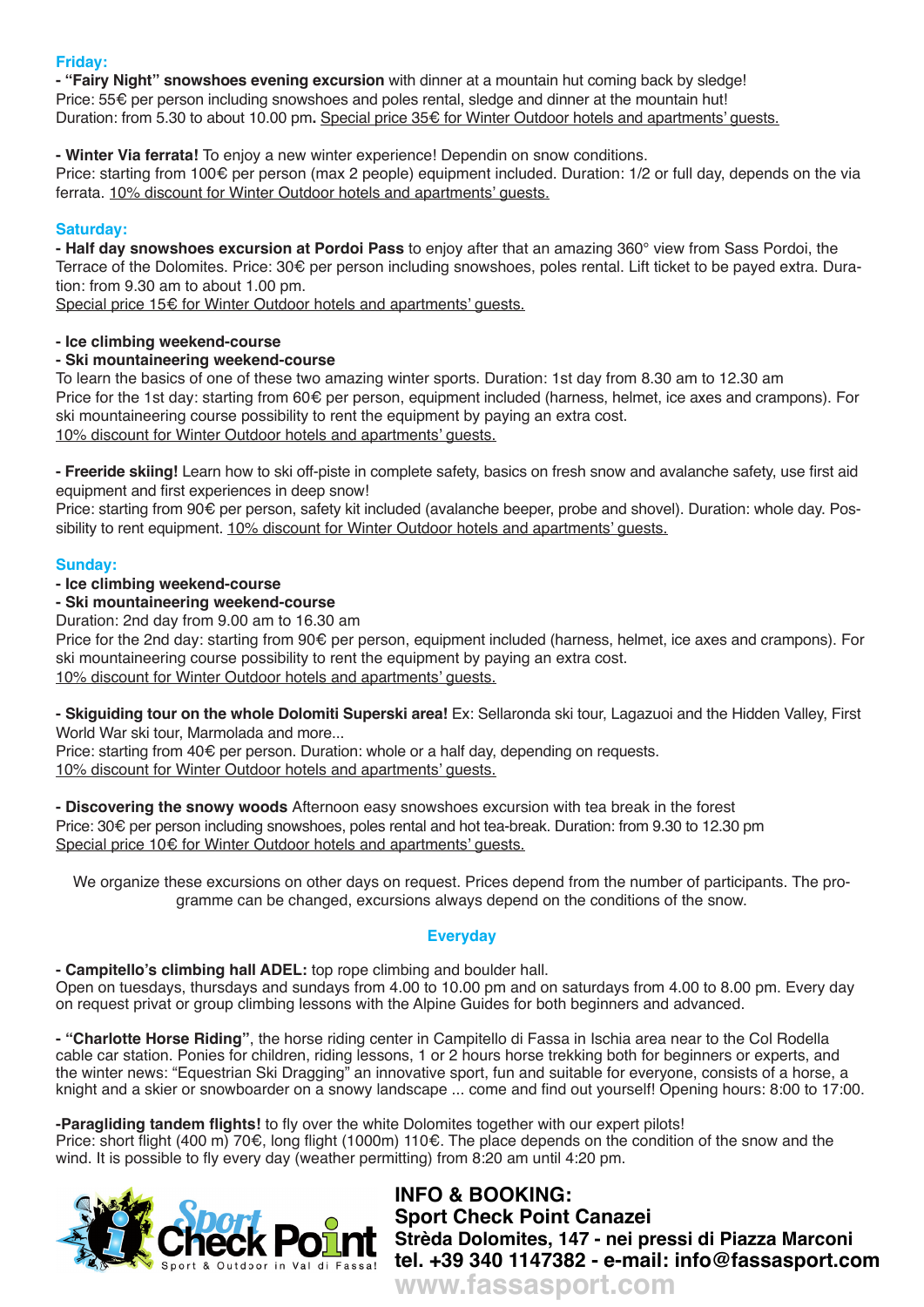**Friday:**

**- "Fairy Night" snowshoes evening excursion** with dinner at a mountain hut coming back by sledge!
Price: 55€ per person including snowshoes and poles rental, sledge and dinner at the mountain hut!
Duration: from 5.30 to about 10.00 pm**.** Special price 35€ for Winter Outdoor hotels and apartments' guests.

**- Winter Via ferrata!** To enjoy a new winter experience! Dependin on snow conditions.
Price: starting from 100€ per person (max 2 people) equipment included. Duration: 1/2 or full day, depends on the via ferrata. 10% discount for Winter Outdoor hotels and apartments' guests.

**Saturday:**

**- Half day snowshoes excursion at Pordoi Pass** to enjoy after that an amazing 360° view from Sass Pordoi, the Terrace of the Dolomites. Price: 30€ per person including snowshoes, poles rental. Lift ticket to be payed extra. Duration: from 9.30 am to about 1.00 pm.
Special price 15€ for Winter Outdoor hotels and apartments' guests.

**- Ice climbing weekend-course**
**- Ski mountaineering weekend-course**
To learn the basics of one of these two amazing winter sports. Duration: 1st day from 8.30 am to 12.30 am
Price for the 1st day: starting from 60€ per person, equipment included (harness, helmet, ice axes and crampons). For ski mountaineering course possibility to rent the equipment by paying an extra cost.
10% discount for Winter Outdoor hotels and apartments' guests.

**- Freeride skiing!** Learn how to ski off-piste in complete safety, basics on fresh snow and avalanche safety, use first aid equipment and first experiences in deep snow!
Price: starting from 90€ per person, safety kit included (avalanche beeper, probe and shovel). Duration: whole day. Possibility to rent equipment. 10% discount for Winter Outdoor hotels and apartments' guests.

**Sunday:**

**- Ice climbing weekend-course**
**- Ski mountaineering weekend-course**
Duration: 2nd day from 9.00 am to 16.30 am
Price for the 2nd day: starting from 90€ per person, equipment included (harness, helmet, ice axes and crampons). For ski mountaineering course possibility to rent the equipment by paying an extra cost.
10% discount for Winter Outdoor hotels and apartments' guests.

**- Skiguiding tour on the whole Dolomiti Superski area!** Ex: Sellaronda ski tour, Lagazuoi and the Hidden Valley, First World War ski tour, Marmolada and more...
Price: starting from 40€ per person. Duration: whole or a half day, depending on requests.
10% discount for Winter Outdoor hotels and apartments' guests.

**- Discovering the snowy woods** Afternoon easy snowshoes excursion with tea break in the forest
Price: 30€ per person including snowshoes, poles rental and hot tea-break. Duration: from 9.30 to 12.30 pm
Special price 10€ for Winter Outdoor hotels and apartments' guests.

We organize these excursions on other days on request. Prices depend from the number of participants. The programme can be changed, excursions always depend on the conditions of the snow.

**Everyday**

**- Campitello's climbing hall ADEL:** top rope climbing and boulder hall.
Open on tuesdays, thursdays and sundays from 4.00 to 10.00 pm and on saturdays from 4.00 to 8.00 pm. Every day on request privat or group climbing lessons with the Alpine Guides for both beginners and advanced.

**- "Charlotte Horse Riding"**, the horse riding center in Campitello di Fassa in Ischia area near to the Col Rodella cable car station. Ponies for children, riding lessons, 1 or 2 hours horse trekking both for beginners or experts, and the winter news: "Equestrian Ski Dragging" an innovative sport, fun and suitable for everyone, consists of a horse, a knight and a skier or snowboarder on a snowy landscape ... come and find out yourself! Opening hours: 8:00 to 17:00.

**-Paragliding tandem flights!** to fly over the white Dolomites together with our expert pilots!
Price: short flight (400 m) 70€, long flight (1000m) 110€. The place depends on the condition of the snow and the wind. It is possible to fly every day (weather permitting) from 8:20 am until 4:20 pm.

Sport Check Point
Sport & Outdoor in Val di Fassa!

**INFO & BOOKING:**
**Sport Check Point Canazei**
**Strèda Dolomites, 147 - nei pressi di Piazza Marconi**
**tel. +39 340 1147382 - e-mail: info@fassasport.com**
**www.fassasport.com**